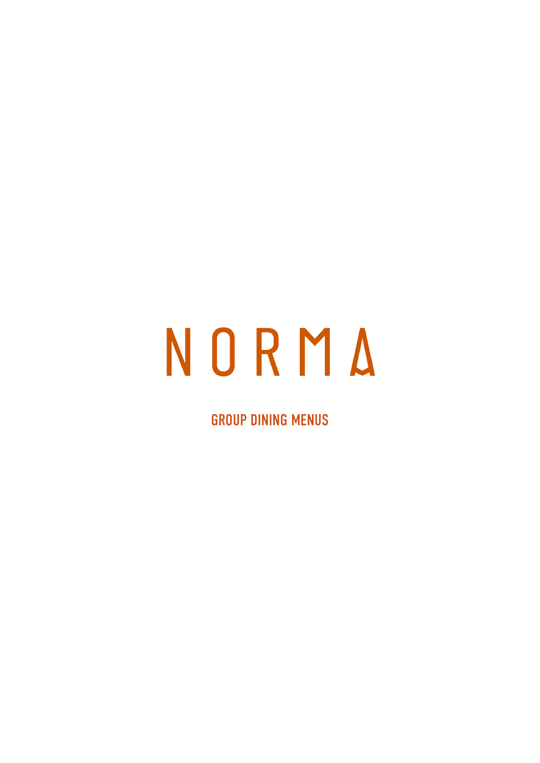# NORMA

## GROUP DINING MENUS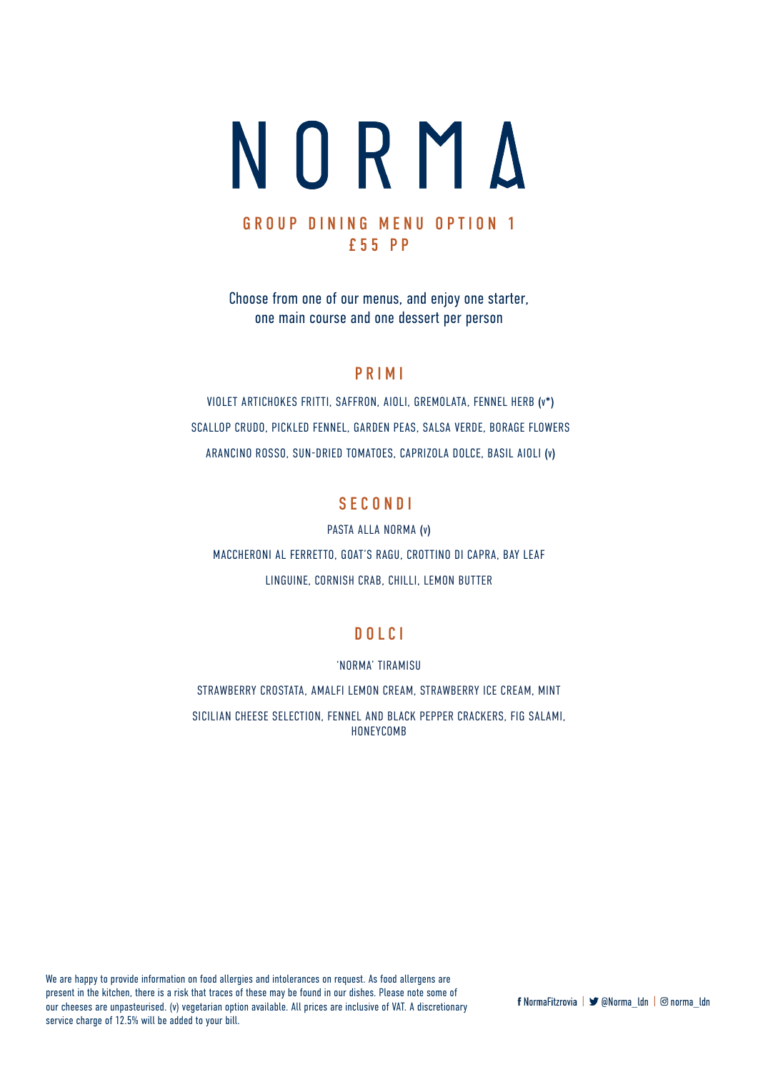# NORMA

## GROUP DINING MENU OPTION 1
## £55 PP

Choose from one of our menus, and enjoy one starter, one main course and one dessert per person

### PRIMI

VIOLET ARTICHOKES FRITTI, SAFFRON, AIOLI, GREMOLATA, FENNEL HERB (v*)

SCALLOP CRUDO, PICKLED FENNEL, GARDEN PEAS, SALSA VERDE, BORAGE FLOWERS

ARANCINO ROSSO, SUN-DRIED TOMATOES, CAPRIZOLA DOLCE, BASIL AIOLI (v)

### SECONDI

PASTA ALLA NORMA (v)

MACCHERONI AL FERRETTO, GOAT'S RAGU, CROTTINO DI CAPRA, BAY LEAF

LINGUINE, CORNISH CRAB, CHILLI, LEMON BUTTER

### DOLCI

'NORMA' TIRAMISU

STRAWBERRY CROSTATA, AMALFI LEMON CREAM, STRAWBERRY ICE CREAM, MINT

SICILIAN CHEESE SELECTION, FENNEL AND BLACK PEPPER CRACKERS, FIG SALAMI, HONEYCOMB

We are happy to provide information on food allergies and intolerances on request. As food allergens are present in the kitchen, there is a risk that traces of these may be found in our dishes. Please note some of our cheeses are unpasteurised. (v) vegetarian option available. All prices are inclusive of VAT. A discretionary service charge of 12.5% will be added to your bill.

f NormaFitzrovia | @Norma_ldn | norma_ldn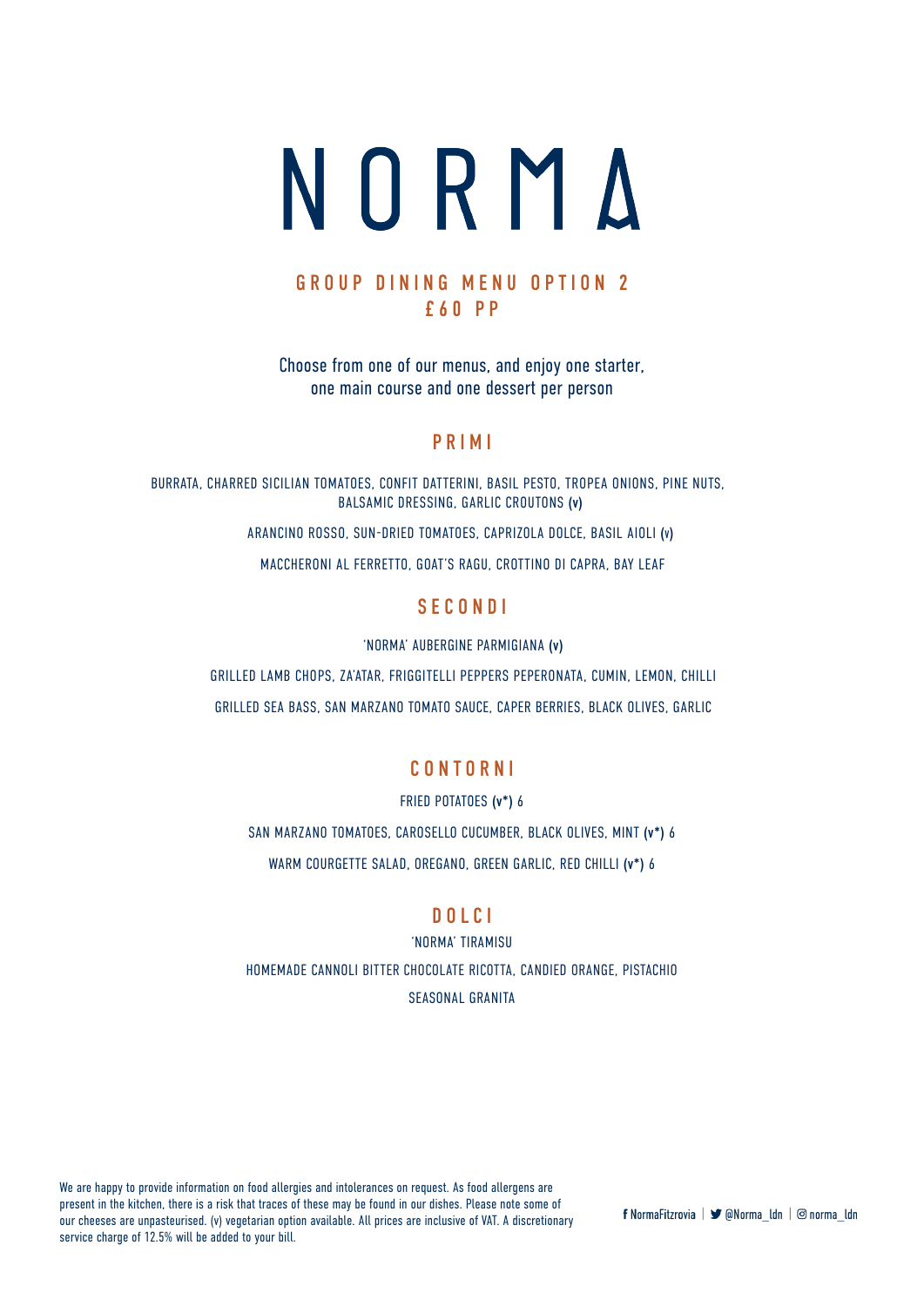# NORMA

## GROUP DINING MENU OPTION 2
## £60 PP

Choose from one of our menus, and enjoy one starter, one main course and one dessert per person

### PRIMI

BURRATA, CHARRED SICILIAN TOMATOES, CONFIT DATTERINI, BASIL PESTO, TROPEA ONIONS, PINE NUTS, BALSAMIC DRESSING, GARLIC CROUTONS **(v)**

ARANCINO ROSSO, SUN-DRIED TOMATOES, CAPRIZOLA DOLCE, BASIL AIOLI **(v)**

MACCHERONI AL FERRETTO, GOAT'S RAGU, CROTTINO DI CAPRA, BAY LEAF

### SECONDI

'NORMA' AUBERGINE PARMIGIANA **(v)**

GRILLED LAMB CHOPS, ZA'ATAR, FRIGGITELLI PEPPERS PEPERONATA, CUMIN, LEMON, CHILLI

GRILLED SEA BASS, SAN MARZANO TOMATO SAUCE, CAPER BERRIES, BLACK OLIVES, GARLIC

### CONTORNI

FRIED POTATOES **(v*)** 6

SAN MARZANO TOMATOES, CAROSELLO CUCUMBER, BLACK OLIVES, MINT **(v*)** 6

WARM COURGETTE SALAD, OREGANO, GREEN GARLIC, RED CHILLI **(v*)** 6

### DOLCI

'NORMA' TIRAMISU

HOMEMADE CANNOLI BITTER CHOCOLATE RICOTTA, CANDIED ORANGE, PISTACHIO

SEASONAL GRANITA

We are happy to provide information on food allergies and intolerances on request. As food allergens are present in the kitchen, there is a risk that traces of these may be found in our dishes. Please note some of our cheeses are unpasteurised. (v) vegetarian option available. All prices are inclusive of VAT. A discretionary service charge of 12.5% will be added to your bill.

f NormaFitzrovia | @Norma_ldn | norma_ldn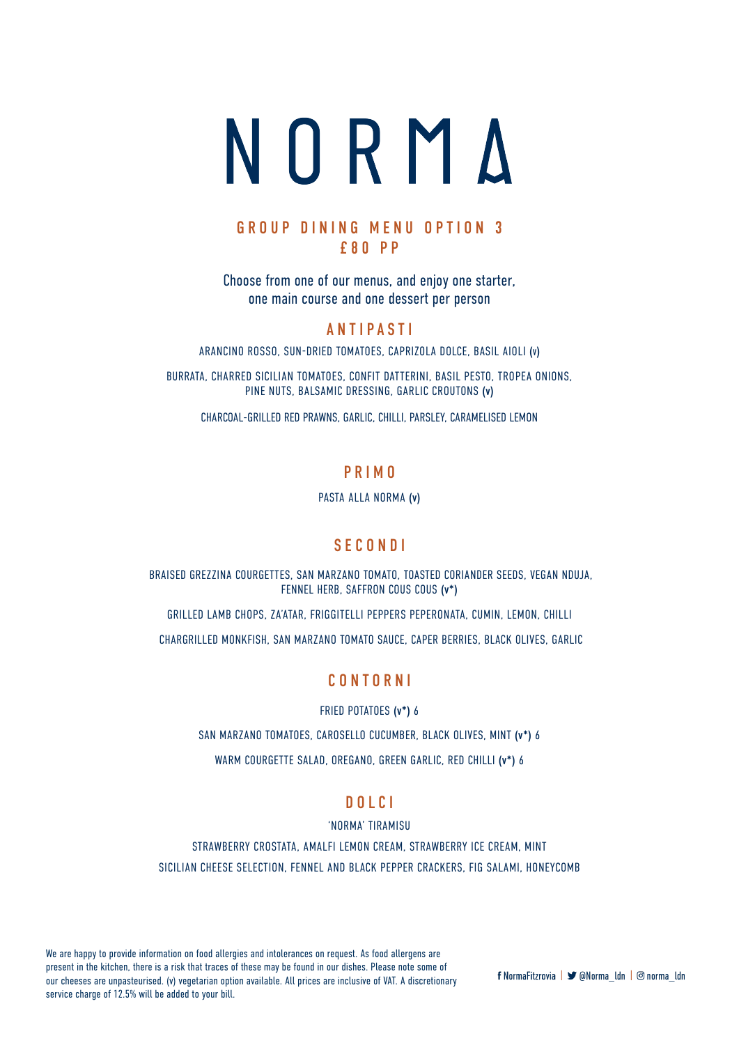# NORMA

## GROUP DINING MENU OPTION 3
## £80 PP

Choose from one of our menus, and enjoy one starter, one main course and one dessert per person

### ANTIPASTI

ARANCINO ROSSO, SUN-DRIED TOMATOES, CAPRIZOLA DOLCE, BASIL AIOLI (v)

BURRATA, CHARRED SICILIAN TOMATOES, CONFIT DATTERINI, BASIL PESTO, TROPEA ONIONS, PINE NUTS, BALSAMIC DRESSING, GARLIC CROUTONS (v)

CHARCOAL-GRILLED RED PRAWNS, GARLIC, CHILLI, PARSLEY, CARAMELISED LEMON

### PRIMO

PASTA ALLA NORMA (v)

### SECONDI

BRAISED GREZZINA COURGETTES, SAN MARZANO TOMATO, TOASTED CORIANDER SEEDS, VEGAN NDUJA, FENNEL HERB, SAFFRON COUS COUS (v*)

GRILLED LAMB CHOPS, ZA'ATAR, FRIGGITELLI PEPPERS PEPERONATA, CUMIN, LEMON, CHILLI

CHARGRILLED MONKFISH, SAN MARZANO TOMATO SAUCE, CAPER BERRIES, BLACK OLIVES, GARLIC

### CONTORNI

FRIED POTATOES (v*) 6

SAN MARZANO TOMATOES, CAROSELLO CUCUMBER, BLACK OLIVES, MINT (v*) 6

WARM COURGETTE SALAD, OREGANO, GREEN GARLIC, RED CHILLI (v*) 6

### DOLCI

'NORMA' TIRAMISU

STRAWBERRY CROSTATA, AMALFI LEMON CREAM, STRAWBERRY ICE CREAM, MINT

SICILIAN CHEESE SELECTION, FENNEL AND BLACK PEPPER CRACKERS, FIG SALAMI, HONEYCOMB

We are happy to provide information on food allergies and intolerances on request. As food allergens are present in the kitchen, there is a risk that traces of these may be found in our dishes. Please note some of our cheeses are unpasteurised. (v) vegetarian option available. All prices are inclusive of VAT. A discretionary service charge of 12.5% will be added to your bill.

f NormaFitzrovia | @Norma_ldn | norma_ldn